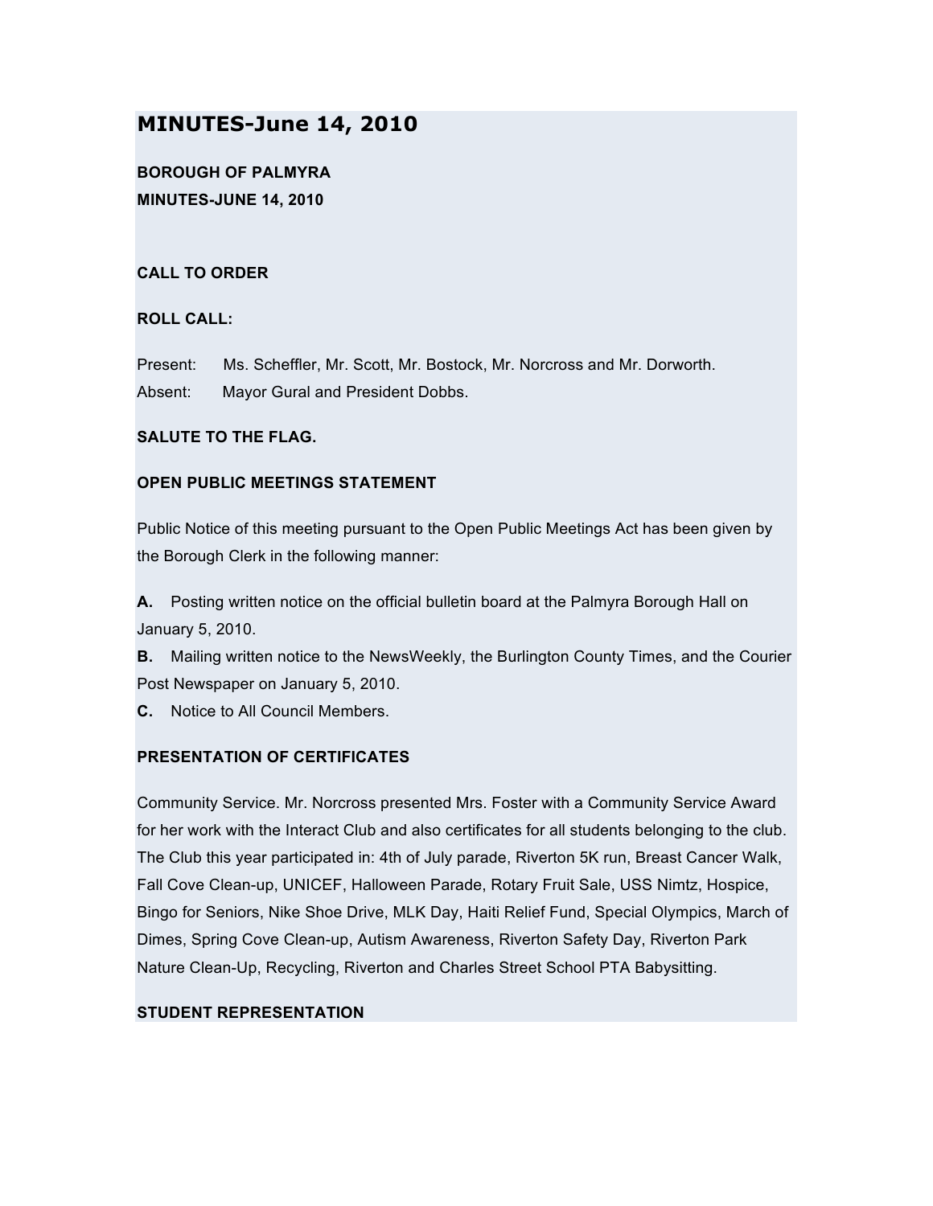# MINUTES-June 14, 2010

**BOROUGH OF PALMYRA**
**MINUTES-JUNE 14, 2010**

**CALL TO ORDER**

**ROLL CALL:**

Present: Ms. Scheffler, Mr. Scott, Mr. Bostock, Mr. Norcross and Mr. Dorworth.
Absent: Mayor Gural and President Dobbs.

**SALUTE TO THE FLAG.**

**OPEN PUBLIC MEETINGS STATEMENT**

Public Notice of this meeting pursuant to the Open Public Meetings Act has been given by the Borough Clerk in the following manner:

**A.** Posting written notice on the official bulletin board at the Palmyra Borough Hall on January 5, 2010.
**B.** Mailing written notice to the NewsWeekly, the Burlington County Times, and the Courier Post Newspaper on January 5, 2010.
**C.** Notice to All Council Members.

**PRESENTATION OF CERTIFICATES**

Community Service. Mr. Norcross presented Mrs. Foster with a Community Service Award for her work with the Interact Club and also certificates for all students belonging to the club. The Club this year participated in: 4th of July parade, Riverton 5K run, Breast Cancer Walk, Fall Cove Clean-up, UNICEF, Halloween Parade, Rotary Fruit Sale, USS Nimtz, Hospice, Bingo for Seniors, Nike Shoe Drive, MLK Day, Haiti Relief Fund, Special Olympics, March of Dimes, Spring Cove Clean-up, Autism Awareness, Riverton Safety Day, Riverton Park Nature Clean-Up, Recycling, Riverton and Charles Street School PTA Babysitting.

**STUDENT REPRESENTATION**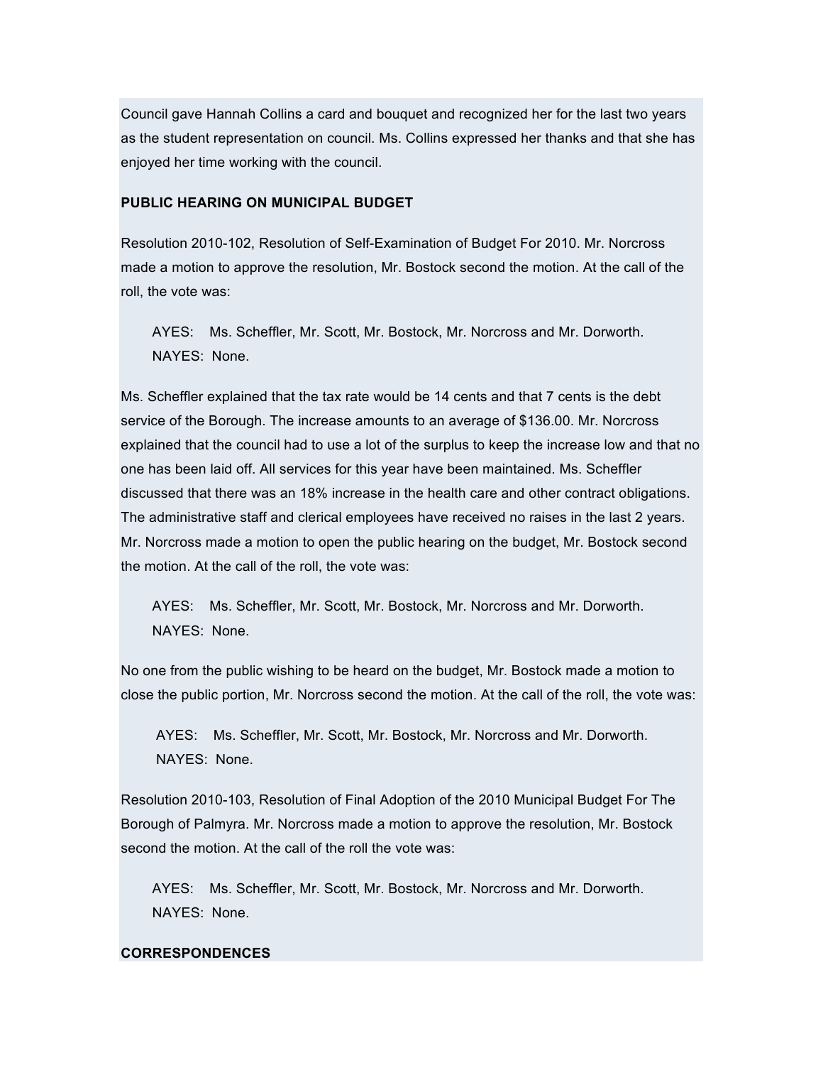Council gave Hannah Collins a card and bouquet and recognized her for the last two years as the student representation on council. Ms. Collins expressed her thanks and that she has enjoyed her time working with the council.

**PUBLIC HEARING ON MUNICIPAL BUDGET**

Resolution 2010-102, Resolution of Self-Examination of Budget For 2010. Mr. Norcross made a motion to approve the resolution, Mr. Bostock second the motion. At the call of the roll, the vote was:

AYES: Ms. Scheffler, Mr. Scott, Mr. Bostock, Mr. Norcross and Mr. Dorworth.
NAYES: None.

Ms. Scheffler explained that the tax rate would be 14 cents and that 7 cents is the debt service of the Borough. The increase amounts to an average of $136.00. Mr. Norcross explained that the council had to use a lot of the surplus to keep the increase low and that no one has been laid off. All services for this year have been maintained. Ms. Scheffler discussed that there was an 18% increase in the health care and other contract obligations. The administrative staff and clerical employees have received no raises in the last 2 years. Mr. Norcross made a motion to open the public hearing on the budget, Mr. Bostock second the motion. At the call of the roll, the vote was:

AYES: Ms. Scheffler, Mr. Scott, Mr. Bostock, Mr. Norcross and Mr. Dorworth.
NAYES: None.

No one from the public wishing to be heard on the budget, Mr. Bostock made a motion to close the public portion, Mr. Norcross second the motion. At the call of the roll, the vote was:

AYES: Ms. Scheffler, Mr. Scott, Mr. Bostock, Mr. Norcross and Mr. Dorworth.
NAYES: None.

Resolution 2010-103, Resolution of Final Adoption of the 2010 Municipal Budget For The Borough of Palmyra. Mr. Norcross made a motion to approve the resolution, Mr. Bostock second the motion. At the call of the roll the vote was:

AYES: Ms. Scheffler, Mr. Scott, Mr. Bostock, Mr. Norcross and Mr. Dorworth.
NAYES: None.

**CORRESPONDENCES**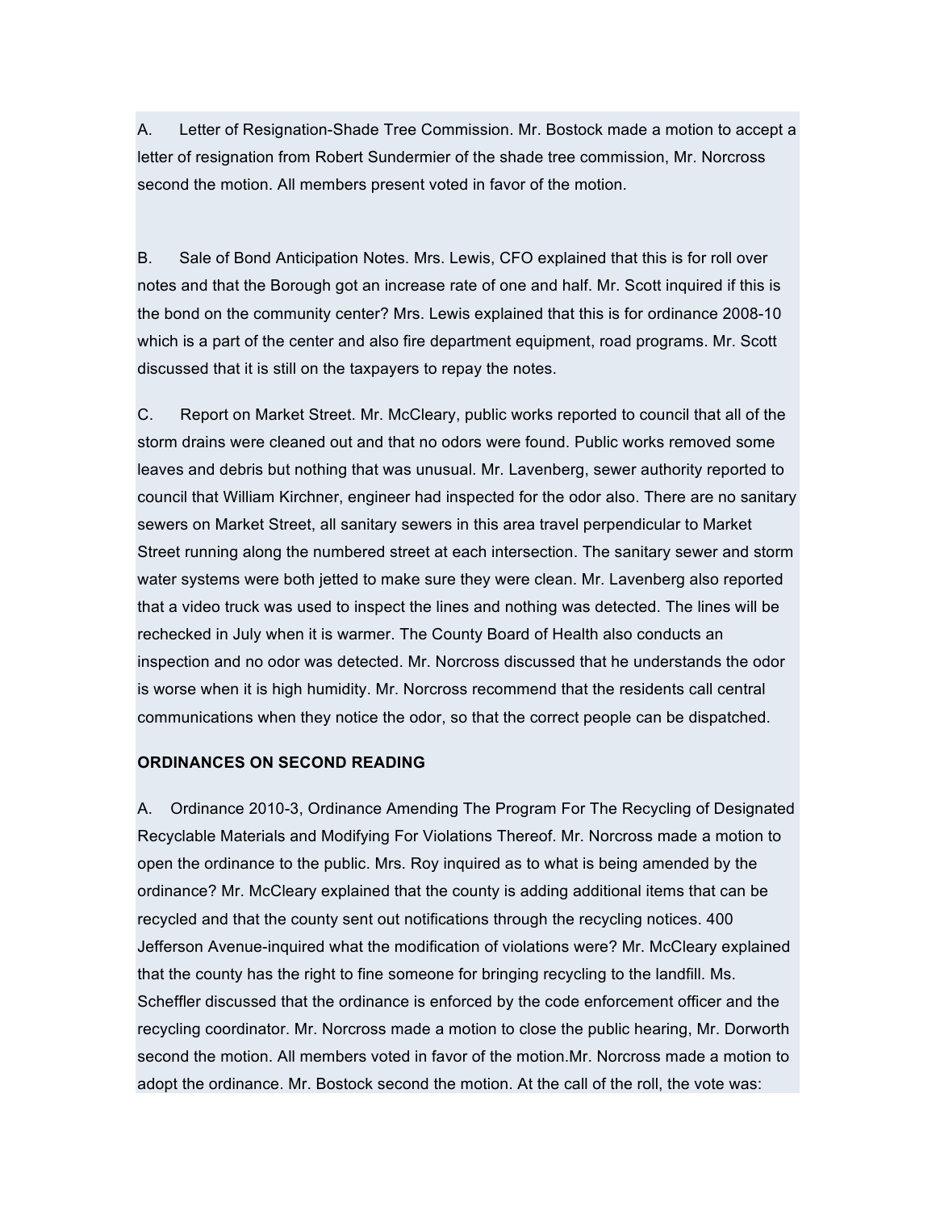A. Letter of Resignation-Shade Tree Commission. Mr. Bostock made a motion to accept a letter of resignation from Robert Sundermier of the shade tree commission, Mr. Norcross second the motion. All members present voted in favor of the motion.

B. Sale of Bond Anticipation Notes. Mrs. Lewis, CFO explained that this is for roll over notes and that the Borough got an increase rate of one and half. Mr. Scott inquired if this is the bond on the community center? Mrs. Lewis explained that this is for ordinance 2008-10 which is a part of the center and also fire department equipment, road programs. Mr. Scott discussed that it is still on the taxpayers to repay the notes.

C. Report on Market Street. Mr. McCleary, public works reported to council that all of the storm drains were cleaned out and that no odors were found. Public works removed some leaves and debris but nothing that was unusual. Mr. Lavenberg, sewer authority reported to council that William Kirchner, engineer had inspected for the odor also. There are no sanitary sewers on Market Street, all sanitary sewers in this area travel perpendicular to Market Street running along the numbered street at each intersection. The sanitary sewer and storm water systems were both jetted to make sure they were clean. Mr. Lavenberg also reported that a video truck was used to inspect the lines and nothing was detected. The lines will be rechecked in July when it is warmer. The County Board of Health also conducts an inspection and no odor was detected. Mr. Norcross discussed that he understands the odor is worse when it is high humidity. Mr. Norcross recommend that the residents call central communications when they notice the odor, so that the correct people can be dispatched.

**ORDINANCES ON SECOND READING**

A. Ordinance 2010-3, Ordinance Amending The Program For The Recycling of Designated Recyclable Materials and Modifying For Violations Thereof. Mr. Norcross made a motion to open the ordinance to the public. Mrs. Roy inquired as to what is being amended by the ordinance? Mr. McCleary explained that the county is adding additional items that can be recycled and that the county sent out notifications through the recycling notices. 400 Jefferson Avenue-inquired what the modification of violations were? Mr. McCleary explained that the county has the right to fine someone for bringing recycling to the landfill. Ms. Scheffler discussed that the ordinance is enforced by the code enforcement officer and the recycling coordinator. Mr. Norcross made a motion to close the public hearing, Mr. Dorworth second the motion. All members voted in favor of the motion.Mr. Norcross made a motion to adopt the ordinance. Mr. Bostock second the motion. At the call of the roll, the vote was: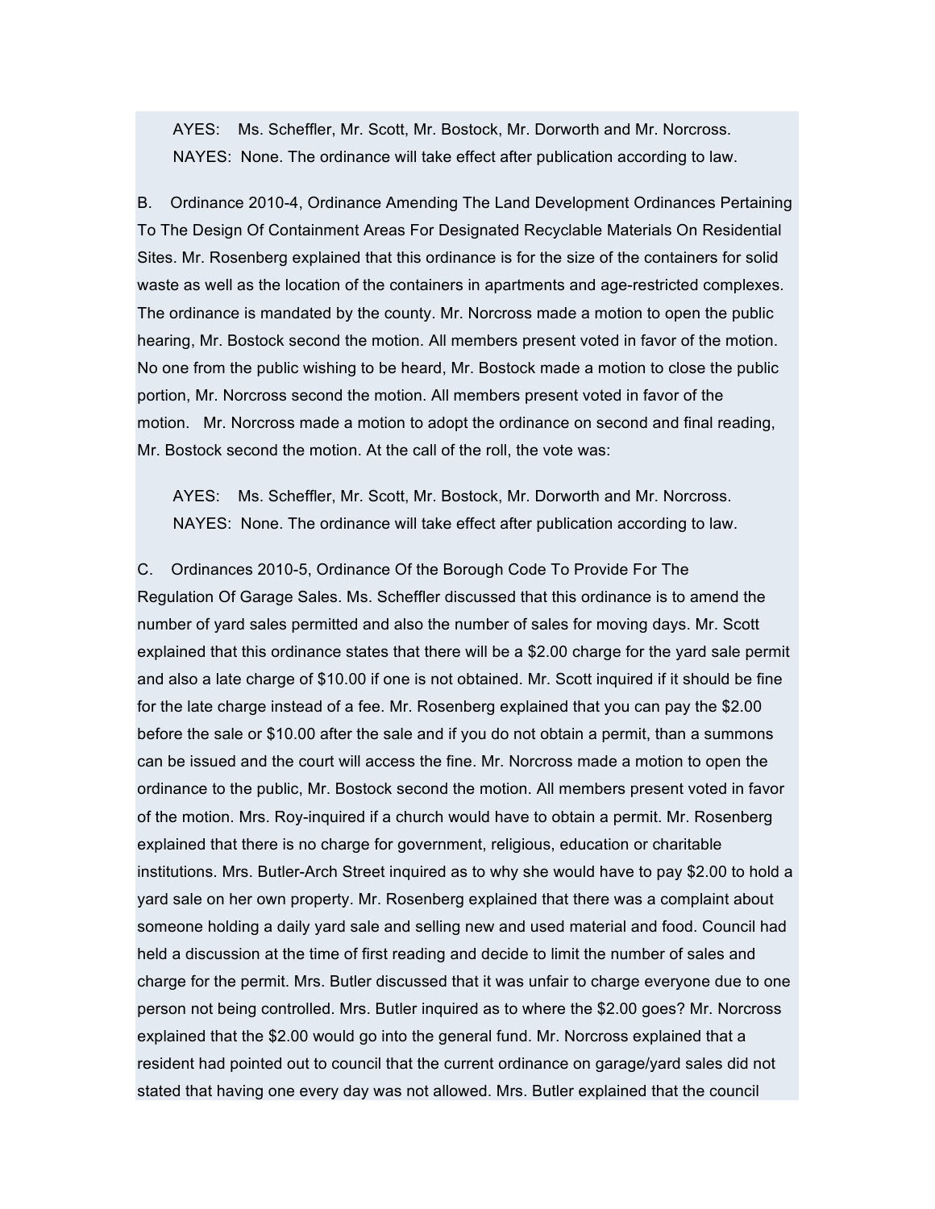AYES: Ms. Scheffler, Mr. Scott, Mr. Bostock, Mr. Dorworth and Mr. Norcross.
NAYES: None. The ordinance will take effect after publication according to law.

B. Ordinance 2010-4, Ordinance Amending The Land Development Ordinances Pertaining To The Design Of Containment Areas For Designated Recyclable Materials On Residential Sites. Mr. Rosenberg explained that this ordinance is for the size of the containers for solid waste as well as the location of the containers in apartments and age-restricted complexes. The ordinance is mandated by the county. Mr. Norcross made a motion to open the public hearing, Mr. Bostock second the motion. All members present voted in favor of the motion. No one from the public wishing to be heard, Mr. Bostock made a motion to close the public portion, Mr. Norcross second the motion. All members present voted in favor of the motion. Mr. Norcross made a motion to adopt the ordinance on second and final reading, Mr. Bostock second the motion. At the call of the roll, the vote was:

AYES: Ms. Scheffler, Mr. Scott, Mr. Bostock, Mr. Dorworth and Mr. Norcross.
NAYES: None. The ordinance will take effect after publication according to law.

C. Ordinances 2010-5, Ordinance Of the Borough Code To Provide For The Regulation Of Garage Sales. Ms. Scheffler discussed that this ordinance is to amend the number of yard sales permitted and also the number of sales for moving days. Mr. Scott explained that this ordinance states that there will be a $2.00 charge for the yard sale permit and also a late charge of $10.00 if one is not obtained. Mr. Scott inquired if it should be fine for the late charge instead of a fee. Mr. Rosenberg explained that you can pay the $2.00 before the sale or $10.00 after the sale and if you do not obtain a permit, than a summons can be issued and the court will access the fine. Mr. Norcross made a motion to open the ordinance to the public, Mr. Bostock second the motion. All members present voted in favor of the motion. Mrs. Roy-inquired if a church would have to obtain a permit. Mr. Rosenberg explained that there is no charge for government, religious, education or charitable institutions. Mrs. Butler-Arch Street inquired as to why she would have to pay $2.00 to hold a yard sale on her own property. Mr. Rosenberg explained that there was a complaint about someone holding a daily yard sale and selling new and used material and food. Council had held a discussion at the time of first reading and decide to limit the number of sales and charge for the permit. Mrs. Butler discussed that it was unfair to charge everyone due to one person not being controlled. Mrs. Butler inquired as to where the $2.00 goes? Mr. Norcross explained that the $2.00 would go into the general fund. Mr. Norcross explained that a resident had pointed out to council that the current ordinance on garage/yard sales did not stated that having one every day was not allowed. Mrs. Butler explained that the council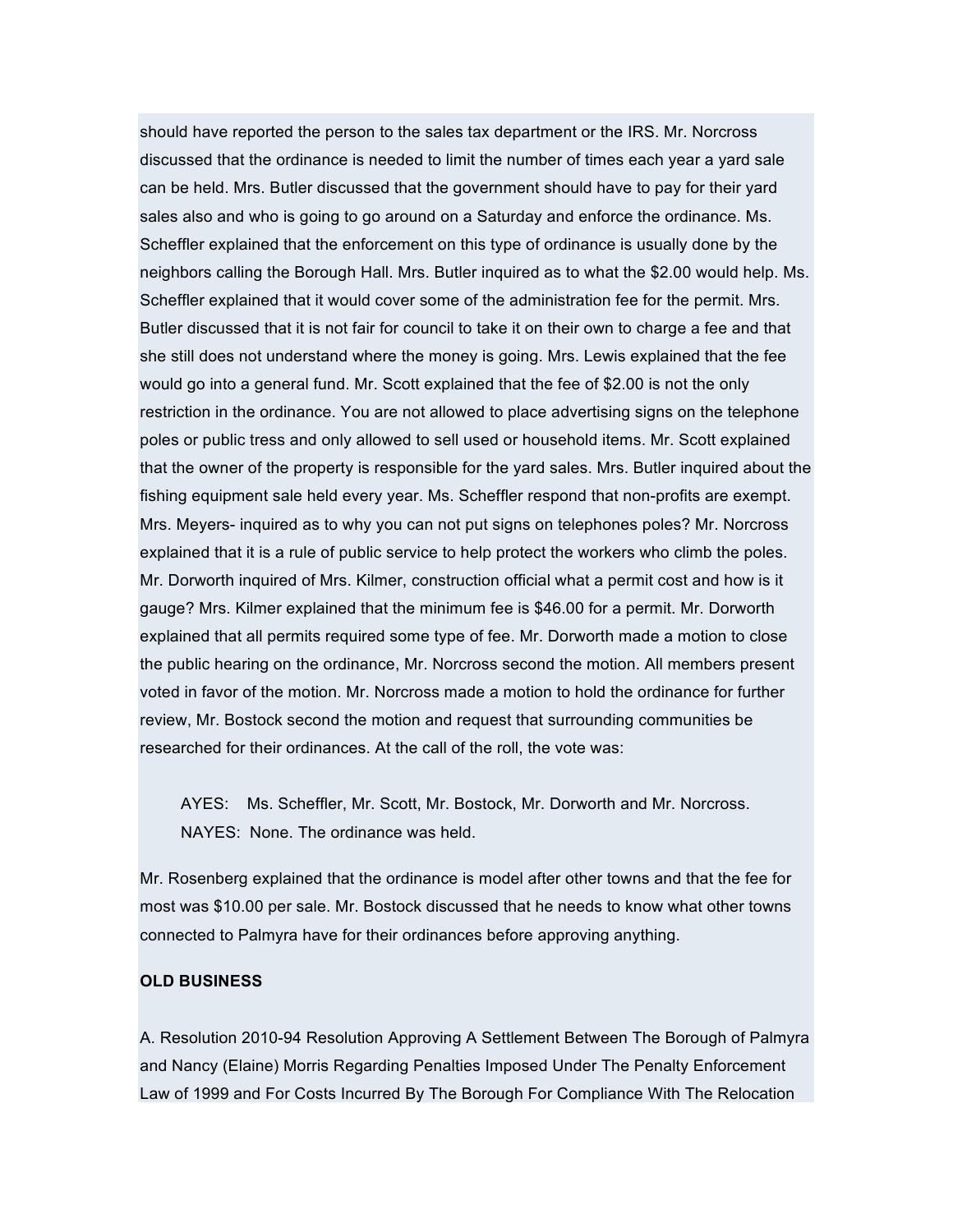should have reported the person to the sales tax department or the IRS. Mr. Norcross discussed that the ordinance is needed to limit the number of times each year a yard sale can be held. Mrs. Butler discussed that the government should have to pay for their yard sales also and who is going to go around on a Saturday and enforce the ordinance. Ms. Scheffler explained that the enforcement on this type of ordinance is usually done by the neighbors calling the Borough Hall. Mrs. Butler inquired as to what the $2.00 would help. Ms. Scheffler explained that it would cover some of the administration fee for the permit. Mrs. Butler discussed that it is not fair for council to take it on their own to charge a fee and that she still does not understand where the money is going. Mrs. Lewis explained that the fee would go into a general fund. Mr. Scott explained that the fee of $2.00 is not the only restriction in the ordinance. You are not allowed to place advertising signs on the telephone poles or public tress and only allowed to sell used or household items. Mr. Scott explained that the owner of the property is responsible for the yard sales. Mrs. Butler inquired about the fishing equipment sale held every year. Ms. Scheffler respond that non-profits are exempt. Mrs. Meyers- inquired as to why you can not put signs on telephones poles? Mr. Norcross explained that it is a rule of public service to help protect the workers who climb the poles. Mr. Dorworth inquired of Mrs. Kilmer, construction official what a permit cost and how is it gauge? Mrs. Kilmer explained that the minimum fee is $46.00 for a permit. Mr. Dorworth explained that all permits required some type of fee. Mr. Dorworth made a motion to close the public hearing on the ordinance, Mr. Norcross second the motion. All members present voted in favor of the motion. Mr. Norcross made a motion to hold the ordinance for further review, Mr. Bostock second the motion and request that surrounding communities be researched for their ordinances. At the call of the roll, the vote was:

> AYES: Ms. Scheffler, Mr. Scott, Mr. Bostock, Mr. Dorworth and Mr. Norcross.
> NAYES: None. The ordinance was held.

Mr. Rosenberg explained that the ordinance is model after other towns and that the fee for most was $10.00 per sale. Mr. Bostock discussed that he needs to know what other towns connected to Palmyra have for their ordinances before approving anything.

**OLD BUSINESS**

A. Resolution 2010-94 Resolution Approving A Settlement Between The Borough of Palmyra and Nancy (Elaine) Morris Regarding Penalties Imposed Under The Penalty Enforcement Law of 1999 and For Costs Incurred By The Borough For Compliance With The Relocation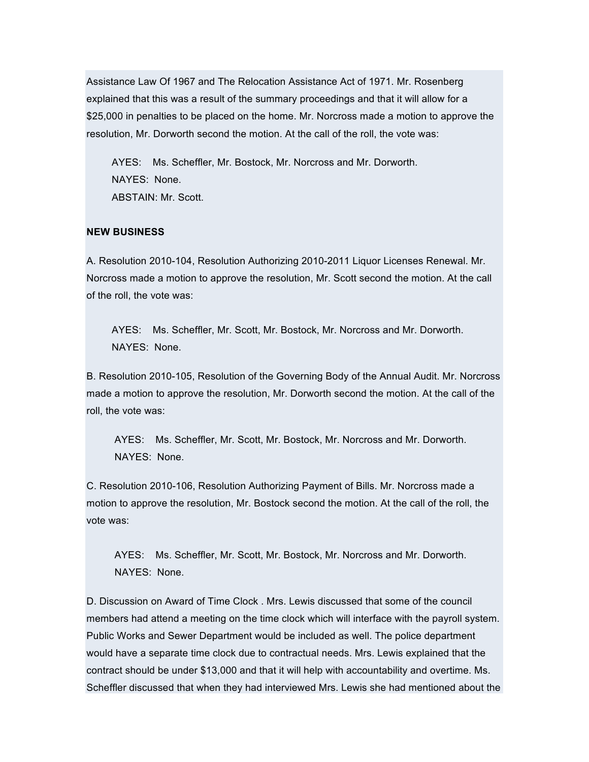Assistance Law Of 1967 and The Relocation Assistance Act of 1971. Mr. Rosenberg explained that this was a result of the summary proceedings and that it will allow for a $25,000 in penalties to be placed on the home. Mr. Norcross made a motion to approve the resolution, Mr. Dorworth second the motion. At the call of the roll, the vote was:

AYES: Ms. Scheffler, Mr. Bostock, Mr. Norcross and Mr. Dorworth.
NAYES: None.
ABSTAIN: Mr. Scott.

**NEW BUSINESS**

A. Resolution 2010-104, Resolution Authorizing 2010-2011 Liquor Licenses Renewal. Mr. Norcross made a motion to approve the resolution, Mr. Scott second the motion. At the call of the roll, the vote was:

AYES: Ms. Scheffler, Mr. Scott, Mr. Bostock, Mr. Norcross and Mr. Dorworth.
NAYES: None.

B. Resolution 2010-105, Resolution of the Governing Body of the Annual Audit. Mr. Norcross made a motion to approve the resolution, Mr. Dorworth second the motion. At the call of the roll, the vote was:

AYES: Ms. Scheffler, Mr. Scott, Mr. Bostock, Mr. Norcross and Mr. Dorworth.
NAYES: None.

C. Resolution 2010-106, Resolution Authorizing Payment of Bills. Mr. Norcross made a motion to approve the resolution, Mr. Bostock second the motion. At the call of the roll, the vote was:

AYES: Ms. Scheffler, Mr. Scott, Mr. Bostock, Mr. Norcross and Mr. Dorworth.
NAYES: None.

D. Discussion on Award of Time Clock . Mrs. Lewis discussed that some of the council members had attend a meeting on the time clock which will interface with the payroll system. Public Works and Sewer Department would be included as well. The police department would have a separate time clock due to contractual needs. Mrs. Lewis explained that the contract should be under $13,000 and that it will help with accountability and overtime. Ms. Scheffler discussed that when they had interviewed Mrs. Lewis she had mentioned about the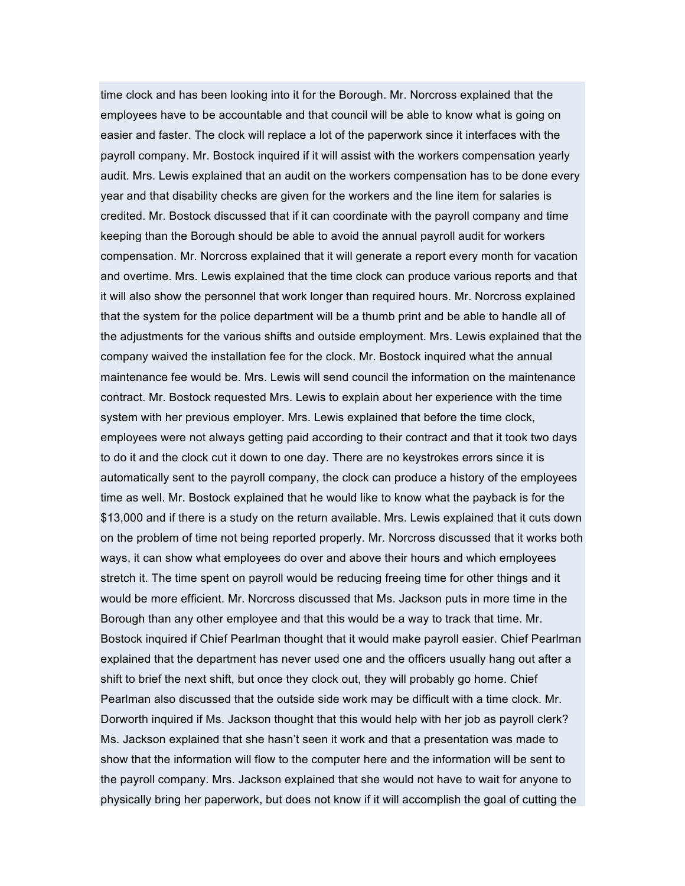time clock and has been looking into it for the Borough. Mr. Norcross explained that the employees have to be accountable and that council will be able to know what is going on easier and faster. The clock will replace a lot of the paperwork since it interfaces with the payroll company. Mr. Bostock inquired if it will assist with the workers compensation yearly audit. Mrs. Lewis explained that an audit on the workers compensation has to be done every year and that disability checks are given for the workers and the line item for salaries is credited. Mr. Bostock discussed that if it can coordinate with the payroll company and time keeping than the Borough should be able to avoid the annual payroll audit for workers compensation. Mr. Norcross explained that it will generate a report every month for vacation and overtime. Mrs. Lewis explained that the time clock can produce various reports and that it will also show the personnel that work longer than required hours. Mr. Norcross explained that the system for the police department will be a thumb print and be able to handle all of the adjustments for the various shifts and outside employment. Mrs. Lewis explained that the company waived the installation fee for the clock. Mr. Bostock inquired what the annual maintenance fee would be. Mrs. Lewis will send council the information on the maintenance contract. Mr. Bostock requested Mrs. Lewis to explain about her experience with the time system with her previous employer. Mrs. Lewis explained that before the time clock, employees were not always getting paid according to their contract and that it took two days to do it and the clock cut it down to one day. There are no keystrokes errors since it is automatically sent to the payroll company, the clock can produce a history of the employees time as well. Mr. Bostock explained that he would like to know what the payback is for the $13,000 and if there is a study on the return available. Mrs. Lewis explained that it cuts down on the problem of time not being reported properly. Mr. Norcross discussed that it works both ways, it can show what employees do over and above their hours and which employees stretch it. The time spent on payroll would be reducing freeing time for other things and it would be more efficient. Mr. Norcross discussed that Ms. Jackson puts in more time in the Borough than any other employee and that this would be a way to track that time. Mr. Bostock inquired if Chief Pearlman thought that it would make payroll easier. Chief Pearlman explained that the department has never used one and the officers usually hang out after a shift to brief the next shift, but once they clock out, they will probably go home. Chief Pearlman also discussed that the outside side work may be difficult with a time clock. Mr. Dorworth inquired if Ms. Jackson thought that this would help with her job as payroll clerk? Ms. Jackson explained that she hasn't seen it work and that a presentation was made to show that the information will flow to the computer here and the information will be sent to the payroll company. Mrs. Jackson explained that she would not have to wait for anyone to physically bring her paperwork, but does not know if it will accomplish the goal of cutting the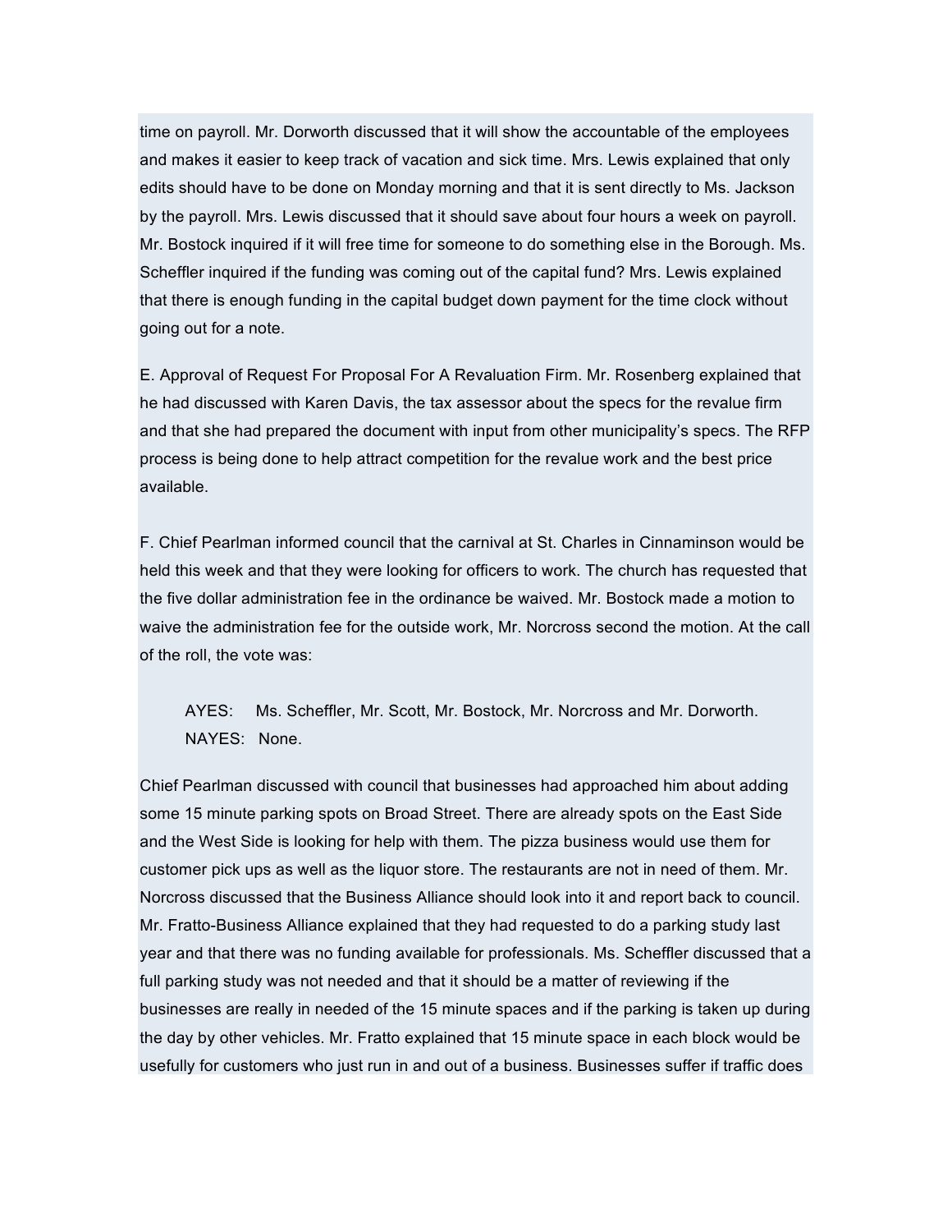time on payroll. Mr. Dorworth discussed that it will show the accountable of the employees and makes it easier to keep track of vacation and sick time. Mrs. Lewis explained that only edits should have to be done on Monday morning and that it is sent directly to Ms. Jackson by the payroll. Mrs. Lewis discussed that it should save about four hours a week on payroll. Mr. Bostock inquired if it will free time for someone to do something else in the Borough. Ms. Scheffler inquired if the funding was coming out of the capital fund? Mrs. Lewis explained that there is enough funding in the capital budget down payment for the time clock without going out for a note.

E. Approval of Request For Proposal For A Revaluation Firm. Mr. Rosenberg explained that he had discussed with Karen Davis, the tax assessor about the specs for the revalue firm and that she had prepared the document with input from other municipality's specs. The RFP process is being done to help attract competition for the revalue work and the best price available.

F. Chief Pearlman informed council that the carnival at St. Charles in Cinnaminson would be held this week and that they were looking for officers to work. The church has requested that the five dollar administration fee in the ordinance be waived. Mr. Bostock made a motion to waive the administration fee for the outside work, Mr. Norcross second the motion. At the call of the roll, the vote was:

> AYES: Ms. Scheffler, Mr. Scott, Mr. Bostock, Mr. Norcross and Mr. Dorworth.
> NAYES: None.

Chief Pearlman discussed with council that businesses had approached him about adding some 15 minute parking spots on Broad Street. There are already spots on the East Side and the West Side is looking for help with them. The pizza business would use them for customer pick ups as well as the liquor store. The restaurants are not in need of them. Mr. Norcross discussed that the Business Alliance should look into it and report back to council. Mr. Fratto-Business Alliance explained that they had requested to do a parking study last year and that there was no funding available for professionals. Ms. Scheffler discussed that a full parking study was not needed and that it should be a matter of reviewing if the businesses are really in needed of the 15 minute spaces and if the parking is taken up during the day by other vehicles. Mr. Fratto explained that 15 minute space in each block would be usefully for customers who just run in and out of a business. Businesses suffer if traffic does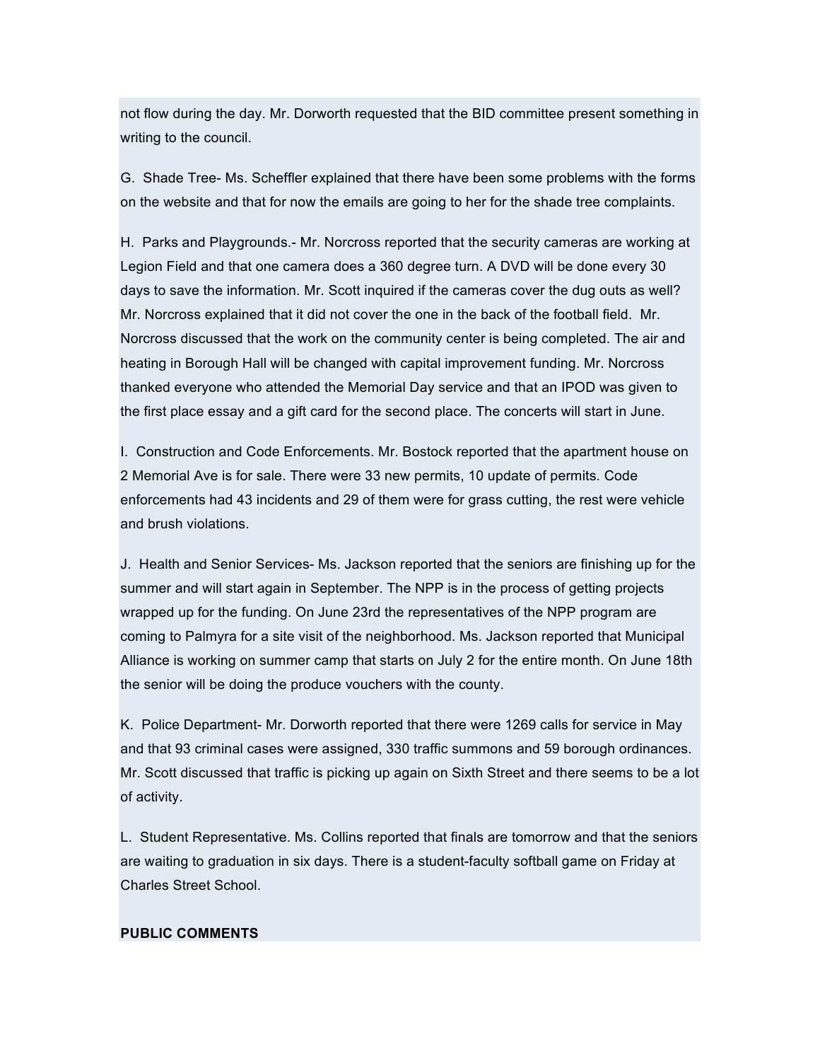not flow during the day. Mr. Dorworth requested that the BID committee present something in writing to the council.

G. Shade Tree- Ms. Scheffler explained that there have been some problems with the forms on the website and that for now the emails are going to her for the shade tree complaints.

H. Parks and Playgrounds.- Mr. Norcross reported that the security cameras are working at Legion Field and that one camera does a 360 degree turn. A DVD will be done every 30 days to save the information. Mr. Scott inquired if the cameras cover the dug outs as well? Mr. Norcross explained that it did not cover the one in the back of the football field. Mr. Norcross discussed that the work on the community center is being completed. The air and heating in Borough Hall will be changed with capital improvement funding. Mr. Norcross thanked everyone who attended the Memorial Day service and that an IPOD was given to the first place essay and a gift card for the second place. The concerts will start in June.

I. Construction and Code Enforcements. Mr. Bostock reported that the apartment house on 2 Memorial Ave is for sale. There were 33 new permits, 10 update of permits. Code enforcements had 43 incidents and 29 of them were for grass cutting, the rest were vehicle and brush violations.

J. Health and Senior Services- Ms. Jackson reported that the seniors are finishing up for the summer and will start again in September. The NPP is in the process of getting projects wrapped up for the funding. On June 23rd the representatives of the NPP program are coming to Palmyra for a site visit of the neighborhood. Ms. Jackson reported that Municipal Alliance is working on summer camp that starts on July 2 for the entire month. On June 18th the senior will be doing the produce vouchers with the county.

K. Police Department- Mr. Dorworth reported that there were 1269 calls for service in May and that 93 criminal cases were assigned, 330 traffic summons and 59 borough ordinances. Mr. Scott discussed that traffic is picking up again on Sixth Street and there seems to be a lot of activity.

L. Student Representative. Ms. Collins reported that finals are tomorrow and that the seniors are waiting to graduation in six days. There is a student-faculty softball game on Friday at Charles Street School.

**PUBLIC COMMENTS**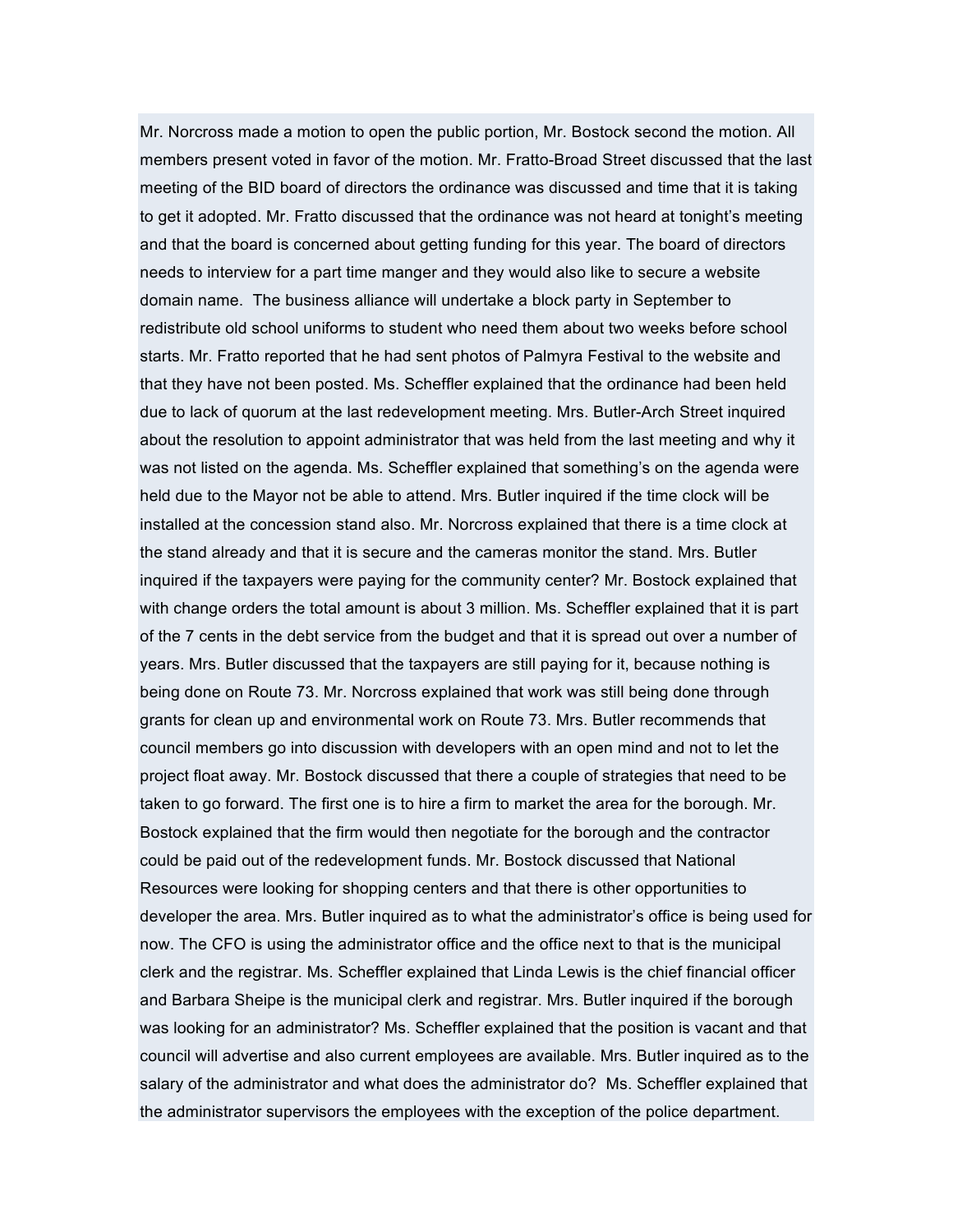Mr. Norcross made a motion to open the public portion, Mr. Bostock second the motion. All members present voted in favor of the motion. Mr. Fratto-Broad Street discussed that the last meeting of the BID board of directors the ordinance was discussed and time that it is taking to get it adopted. Mr. Fratto discussed that the ordinance was not heard at tonight's meeting and that the board is concerned about getting funding for this year. The board of directors needs to interview for a part time manger and they would also like to secure a website domain name.  The business alliance will undertake a block party in September to redistribute old school uniforms to student who need them about two weeks before school starts. Mr. Fratto reported that he had sent photos of Palmyra Festival to the website and that they have not been posted. Ms. Scheffler explained that the ordinance had been held due to lack of quorum at the last redevelopment meeting. Mrs. Butler-Arch Street inquired about the resolution to appoint administrator that was held from the last meeting and why it was not listed on the agenda. Ms. Scheffler explained that something's on the agenda were held due to the Mayor not be able to attend. Mrs. Butler inquired if the time clock will be installed at the concession stand also. Mr. Norcross explained that there is a time clock at the stand already and that it is secure and the cameras monitor the stand. Mrs. Butler inquired if the taxpayers were paying for the community center? Mr. Bostock explained that with change orders the total amount is about 3 million. Ms. Scheffler explained that it is part of the 7 cents in the debt service from the budget and that it is spread out over a number of years. Mrs. Butler discussed that the taxpayers are still paying for it, because nothing is being done on Route 73. Mr. Norcross explained that work was still being done through grants for clean up and environmental work on Route 73. Mrs. Butler recommends that council members go into discussion with developers with an open mind and not to let the project float away. Mr. Bostock discussed that there a couple of strategies that need to be taken to go forward. The first one is to hire a firm to market the area for the borough. Mr. Bostock explained that the firm would then negotiate for the borough and the contractor could be paid out of the redevelopment funds. Mr. Bostock discussed that National Resources were looking for shopping centers and that there is other opportunities to developer the area. Mrs. Butler inquired as to what the administrator's office is being used for now. The CFO is using the administrator office and the office next to that is the municipal clerk and the registrar. Ms. Scheffler explained that Linda Lewis is the chief financial officer and Barbara Sheipe is the municipal clerk and registrar. Mrs. Butler inquired if the borough was looking for an administrator? Ms. Scheffler explained that the position is vacant and that council will advertise and also current employees are available. Mrs. Butler inquired as to the salary of the administrator and what does the administrator do?  Ms. Scheffler explained that the administrator supervisors the employees with the exception of the police department.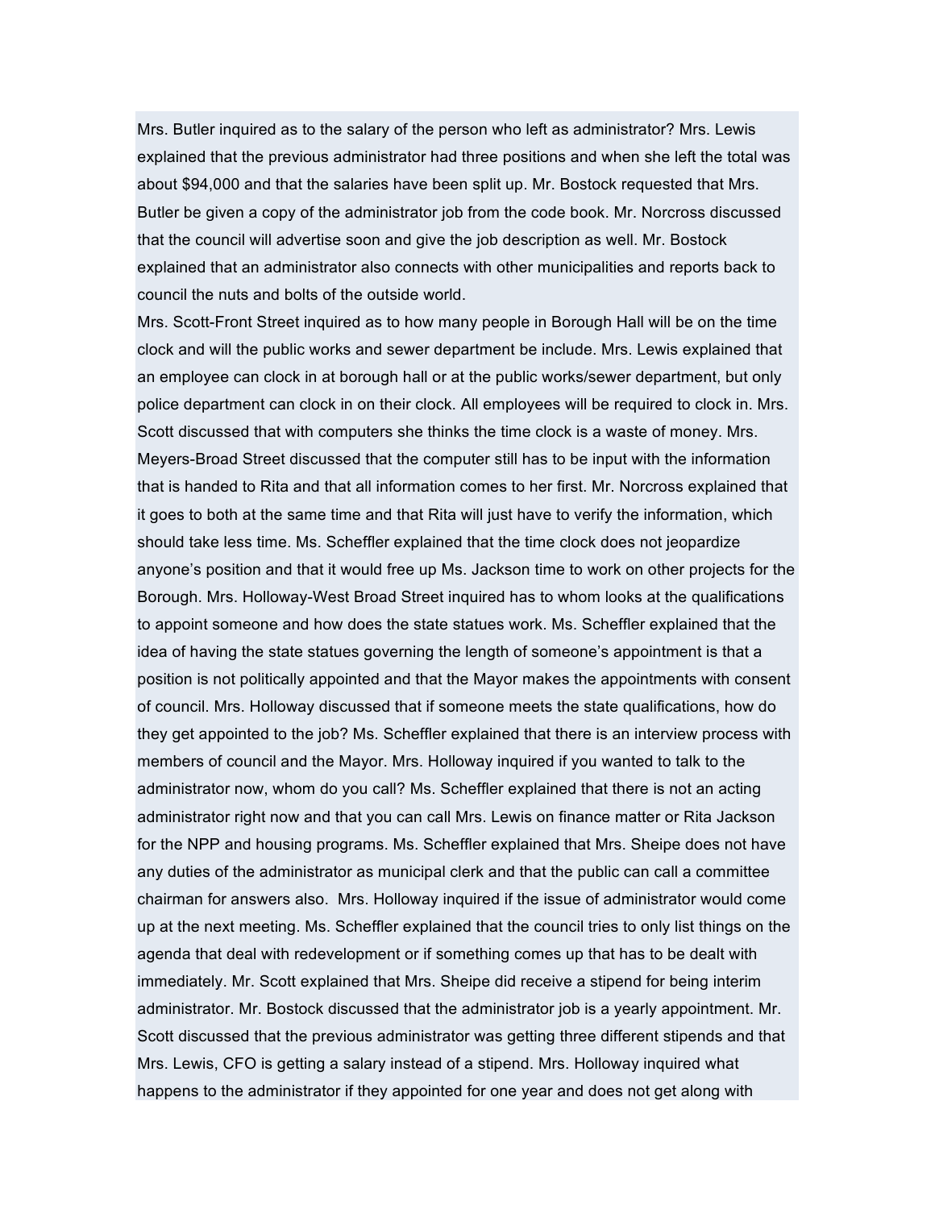Mrs. Butler inquired as to the salary of the person who left as administrator? Mrs. Lewis explained that the previous administrator had three positions and when she left the total was about $94,000 and that the salaries have been split up. Mr. Bostock requested that Mrs. Butler be given a copy of the administrator job from the code book. Mr. Norcross discussed that the council will advertise soon and give the job description as well. Mr. Bostock explained that an administrator also connects with other municipalities and reports back to council the nuts and bolts of the outside world.

Mrs. Scott-Front Street inquired as to how many people in Borough Hall will be on the time clock and will the public works and sewer department be include. Mrs. Lewis explained that an employee can clock in at borough hall or at the public works/sewer department, but only police department can clock in on their clock. All employees will be required to clock in. Mrs. Scott discussed that with computers she thinks the time clock is a waste of money. Mrs. Meyers-Broad Street discussed that the computer still has to be input with the information that is handed to Rita and that all information comes to her first. Mr. Norcross explained that it goes to both at the same time and that Rita will just have to verify the information, which should take less time. Ms. Scheffler explained that the time clock does not jeopardize anyone's position and that it would free up Ms. Jackson time to work on other projects for the Borough. Mrs. Holloway-West Broad Street inquired has to whom looks at the qualifications to appoint someone and how does the state statues work. Ms. Scheffler explained that the idea of having the state statues governing the length of someone's appointment is that a position is not politically appointed and that the Mayor makes the appointments with consent of council. Mrs. Holloway discussed that if someone meets the state qualifications, how do they get appointed to the job? Ms. Scheffler explained that there is an interview process with members of council and the Mayor. Mrs. Holloway inquired if you wanted to talk to the administrator now, whom do you call? Ms. Scheffler explained that there is not an acting administrator right now and that you can call Mrs. Lewis on finance matter or Rita Jackson for the NPP and housing programs. Ms. Scheffler explained that Mrs. Sheipe does not have any duties of the administrator as municipal clerk and that the public can call a committee chairman for answers also. Mrs. Holloway inquired if the issue of administrator would come up at the next meeting. Ms. Scheffler explained that the council tries to only list things on the agenda that deal with redevelopment or if something comes up that has to be dealt with immediately. Mr. Scott explained that Mrs. Sheipe did receive a stipend for being interim administrator. Mr. Bostock discussed that the administrator job is a yearly appointment. Mr. Scott discussed that the previous administrator was getting three different stipends and that Mrs. Lewis, CFO is getting a salary instead of a stipend. Mrs. Holloway inquired what happens to the administrator if they appointed for one year and does not get along with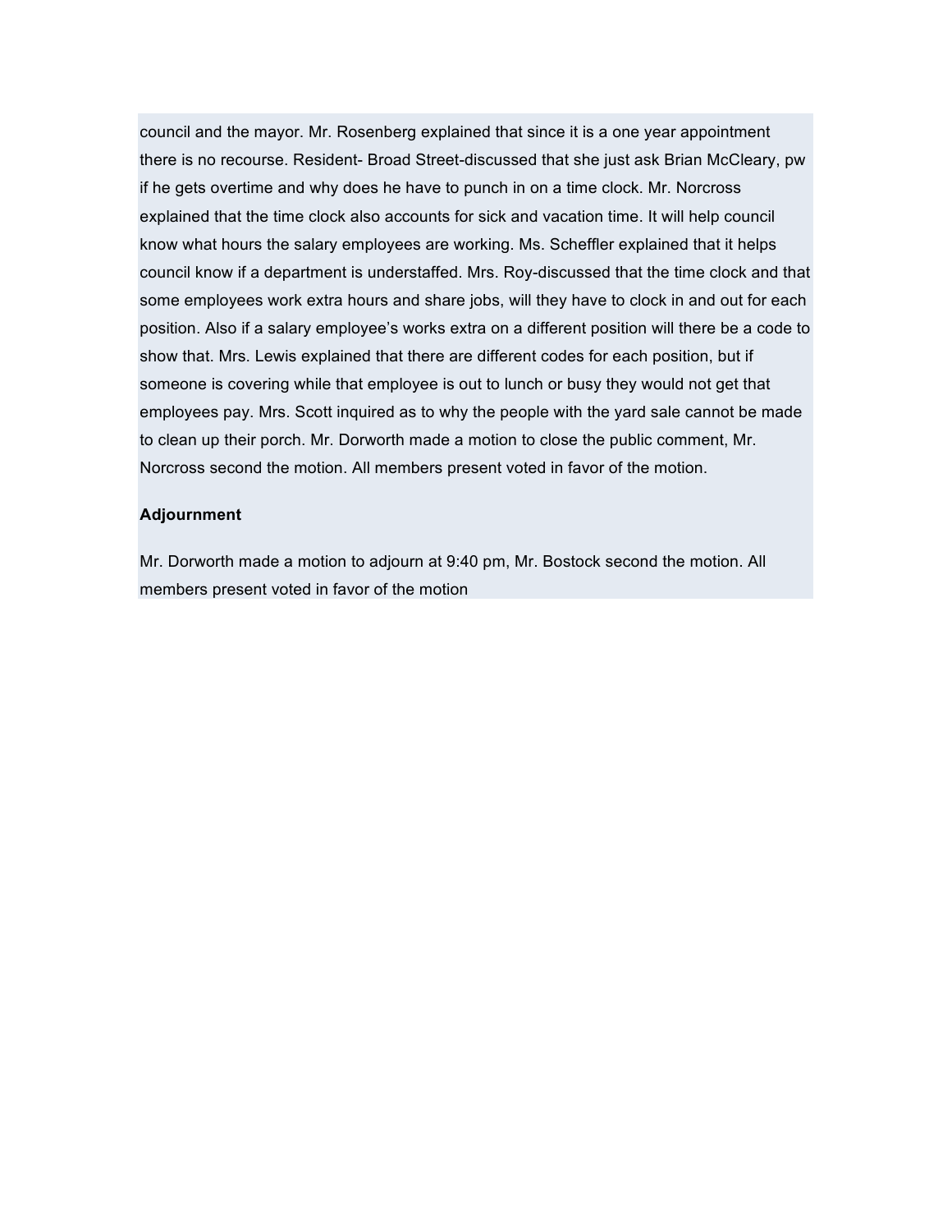council and the mayor. Mr. Rosenberg explained that since it is a one year appointment there is no recourse. Resident- Broad Street-discussed that she just ask Brian McCleary, pw if he gets overtime and why does he have to punch in on a time clock. Mr. Norcross explained that the time clock also accounts for sick and vacation time. It will help council know what hours the salary employees are working. Ms. Scheffler explained that it helps council know if a department is understaffed. Mrs. Roy-discussed that the time clock and that some employees work extra hours and share jobs, will they have to clock in and out for each position. Also if a salary employee's works extra on a different position will there be a code to show that. Mrs. Lewis explained that there are different codes for each position, but if someone is covering while that employee is out to lunch or busy they would not get that employees pay. Mrs. Scott inquired as to why the people with the yard sale cannot be made to clean up their porch. Mr. Dorworth made a motion to close the public comment, Mr. Norcross second the motion. All members present voted in favor of the motion.

**Adjournment**

Mr. Dorworth made a motion to adjourn at 9:40 pm, Mr. Bostock second the motion. All members present voted in favor of the motion